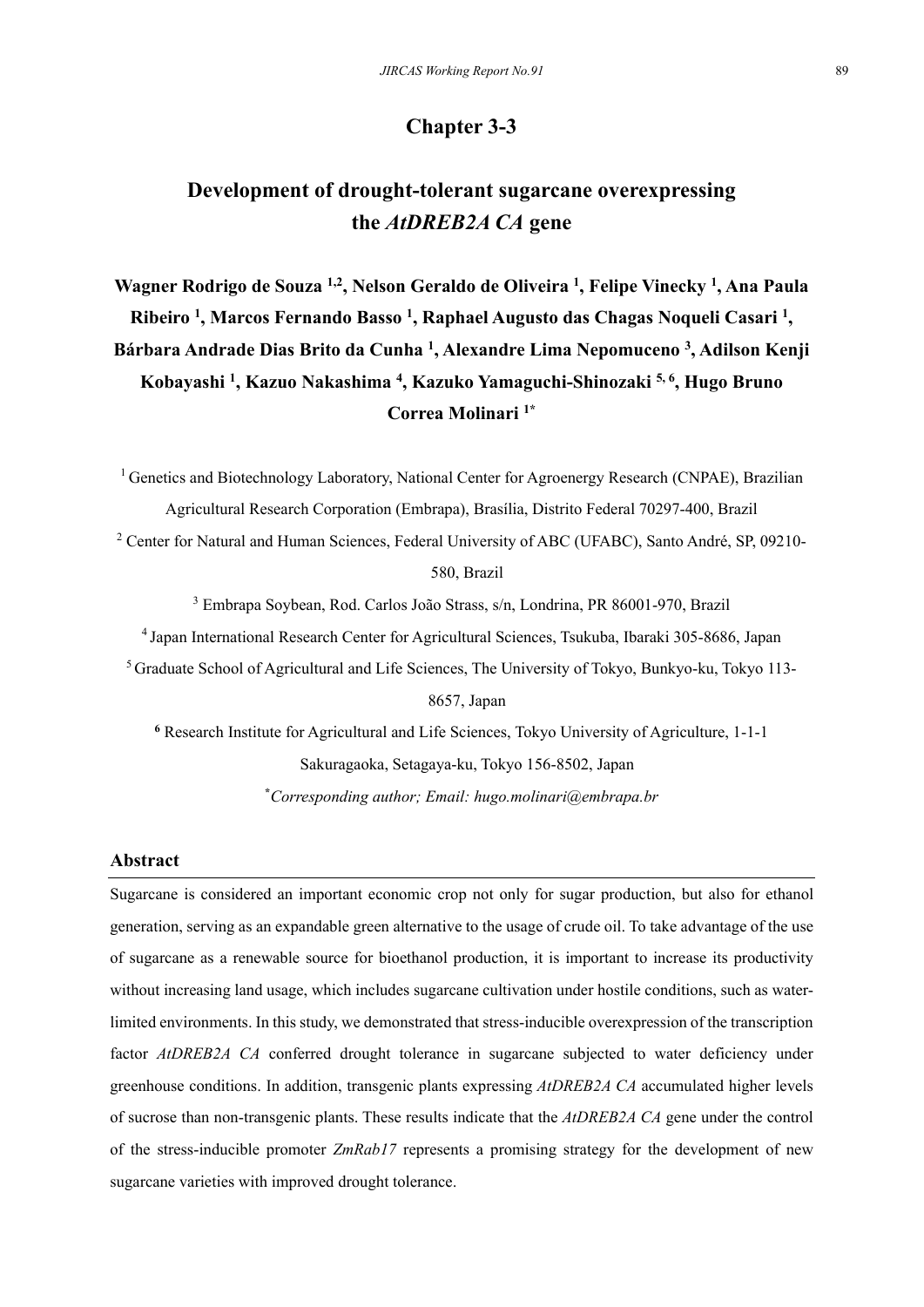# Chapter 3-3

## Development of drought-tolerant sugarcane overexpressing the *AtDREB2A CA* gene

**Wagner Rodrigo de Souza [1,2], Nelson Geraldo de Oliveira [1], Felipe Vinecky [1], Ana Paula Ribeiro [1], Marcos Fernando Basso [1], Raphael Augusto das Chagas Noqueli Casari [1], Bárbara Andrade Dias Brito da Cunha [1], Alexandre Lima Nepomuceno [3], Adilson Kenji Kobayashi [1], Kazuo Nakashima [4], Kazuko Yamaguchi-Shinozaki [5, 6], Hugo Bruno Correa Molinari [1*]**

[1] Genetics and Biotechnology Laboratory, National Center for Agroenergy Research (CNPAE), Brazilian Agricultural Research Corporation (Embrapa), Brasília, Distrito Federal 70297-400, Brazil

[2] Center for Natural and Human Sciences, Federal University of ABC (UFABC), Santo André, SP, 09210-580, Brazil

[3] Embrapa Soybean, Rod. Carlos João Strass, s/n, Londrina, PR 86001-970, Brazil

[4] Japan International Research Center for Agricultural Sciences, Tsukuba, Ibaraki 305-8686, Japan

[5] Graduate School of Agricultural and Life Sciences, The University of Tokyo, Bunkyo-ku, Tokyo 113-8657, Japan

[6] Research Institute for Agricultural and Life Sciences, Tokyo University of Agriculture, 1-1-1 Sakuragaoka, Setagaya-ku, Tokyo 156-8502, Japan

[*] *Corresponding author; Email: hugo.molinari@embrapa.br*

### Abstract

Sugarcane is considered an important economic crop not only for sugar production, but also for ethanol generation, serving as an expandable green alternative to the usage of crude oil. To take advantage of the use of sugarcane as a renewable source for bioethanol production, it is important to increase its productivity without increasing land usage, which includes sugarcane cultivation under hostile conditions, such as water-limited environments. In this study, we demonstrated that stress-inducible overexpression of the transcription factor *AtDREB2A CA* conferred drought tolerance in sugarcane subjected to water deficiency under greenhouse conditions. In addition, transgenic plants expressing *AtDREB2A CA* accumulated higher levels of sucrose than non-transgenic plants. These results indicate that the *AtDREB2A CA* gene under the control of the stress-inducible promoter *ZmRab17* represents a promising strategy for the development of new sugarcane varieties with improved drought tolerance.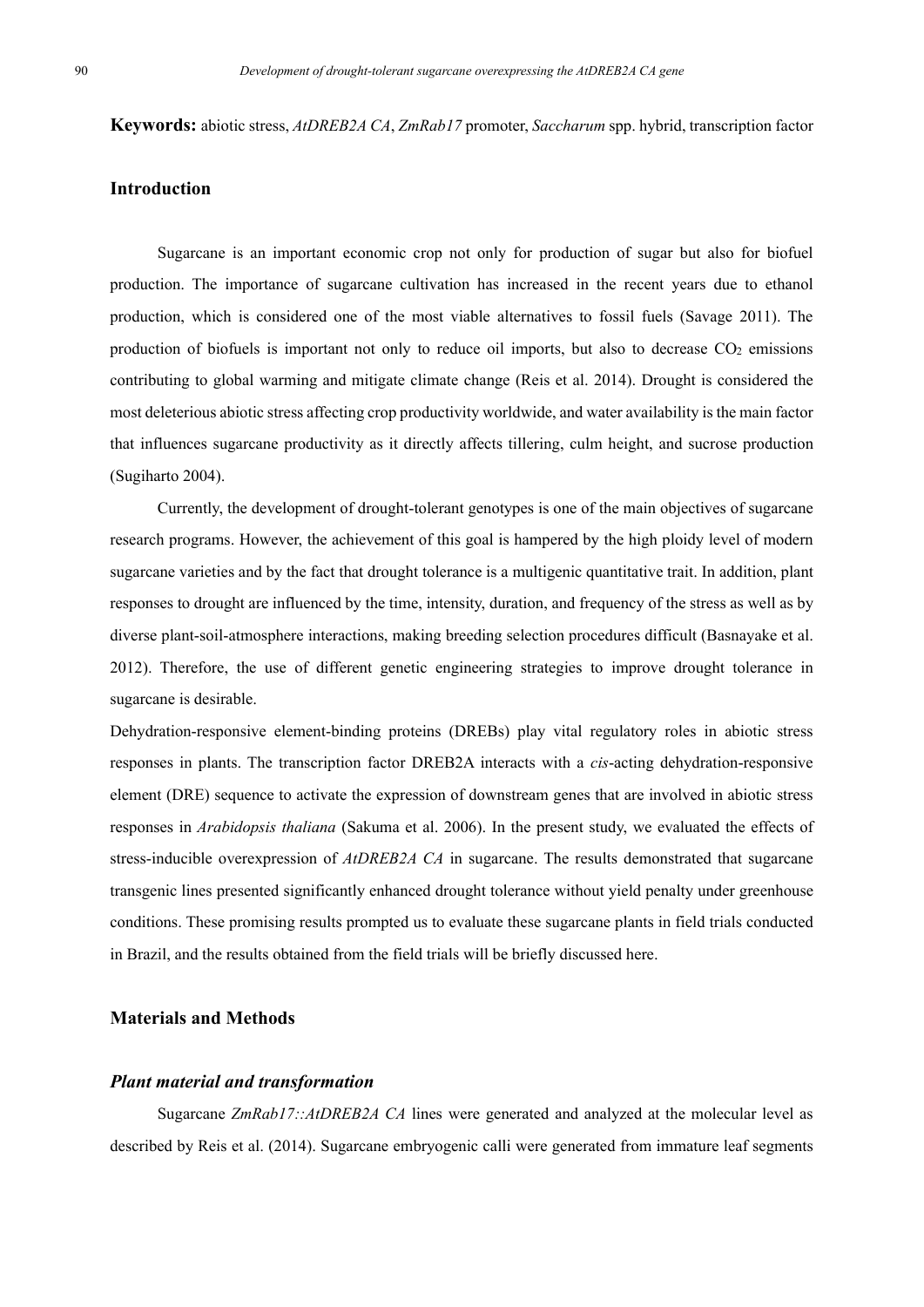**Keywords:** abiotic stress, *AtDREB2A CA*, *ZmRab17* promoter, *Saccharum* spp. hybrid, transcription factor

## Introduction

Sugarcane is an important economic crop not only for production of sugar but also for biofuel production. The importance of sugarcane cultivation has increased in the recent years due to ethanol production, which is considered one of the most viable alternatives to fossil fuels (Savage 2011). The production of biofuels is important not only to reduce oil imports, but also to decrease $CO_2$ emissions contributing to global warming and mitigate climate change (Reis et al. 2014). Drought is considered the most deleterious abiotic stress affecting crop productivity worldwide, and water availability is the main factor that influences sugarcane productivity as it directly affects tillering, culm height, and sucrose production (Sugiharto 2004).

Currently, the development of drought-tolerant genotypes is one of the main objectives of sugarcane research programs. However, the achievement of this goal is hampered by the high ploidy level of modern sugarcane varieties and by the fact that drought tolerance is a multigenic quantitative trait. In addition, plant responses to drought are influenced by the time, intensity, duration, and frequency of the stress as well as by diverse plant-soil-atmosphere interactions, making breeding selection procedures difficult (Basnayake et al. 2012). Therefore, the use of different genetic engineering strategies to improve drought tolerance in sugarcane is desirable.

Dehydration-responsive element-binding proteins (DREBs) play vital regulatory roles in abiotic stress responses in plants. The transcription factor DREB2A interacts with a *cis*-acting dehydration-responsive element (DRE) sequence to activate the expression of downstream genes that are involved in abiotic stress responses in *Arabidopsis thaliana* (Sakuma et al. 2006). In the present study, we evaluated the effects of stress-inducible overexpression of *AtDREB2A CA* in sugarcane. The results demonstrated that sugarcane transgenic lines presented significantly enhanced drought tolerance without yield penalty under greenhouse conditions. These promising results prompted us to evaluate these sugarcane plants in field trials conducted in Brazil, and the results obtained from the field trials will be briefly discussed here.

## Materials and Methods

### *Plant material and transformation*

Sugarcane *ZmRab17::AtDREB2A CA* lines were generated and analyzed at the molecular level as described by Reis et al. (2014). Sugarcane embryogenic calli were generated from immature leaf segments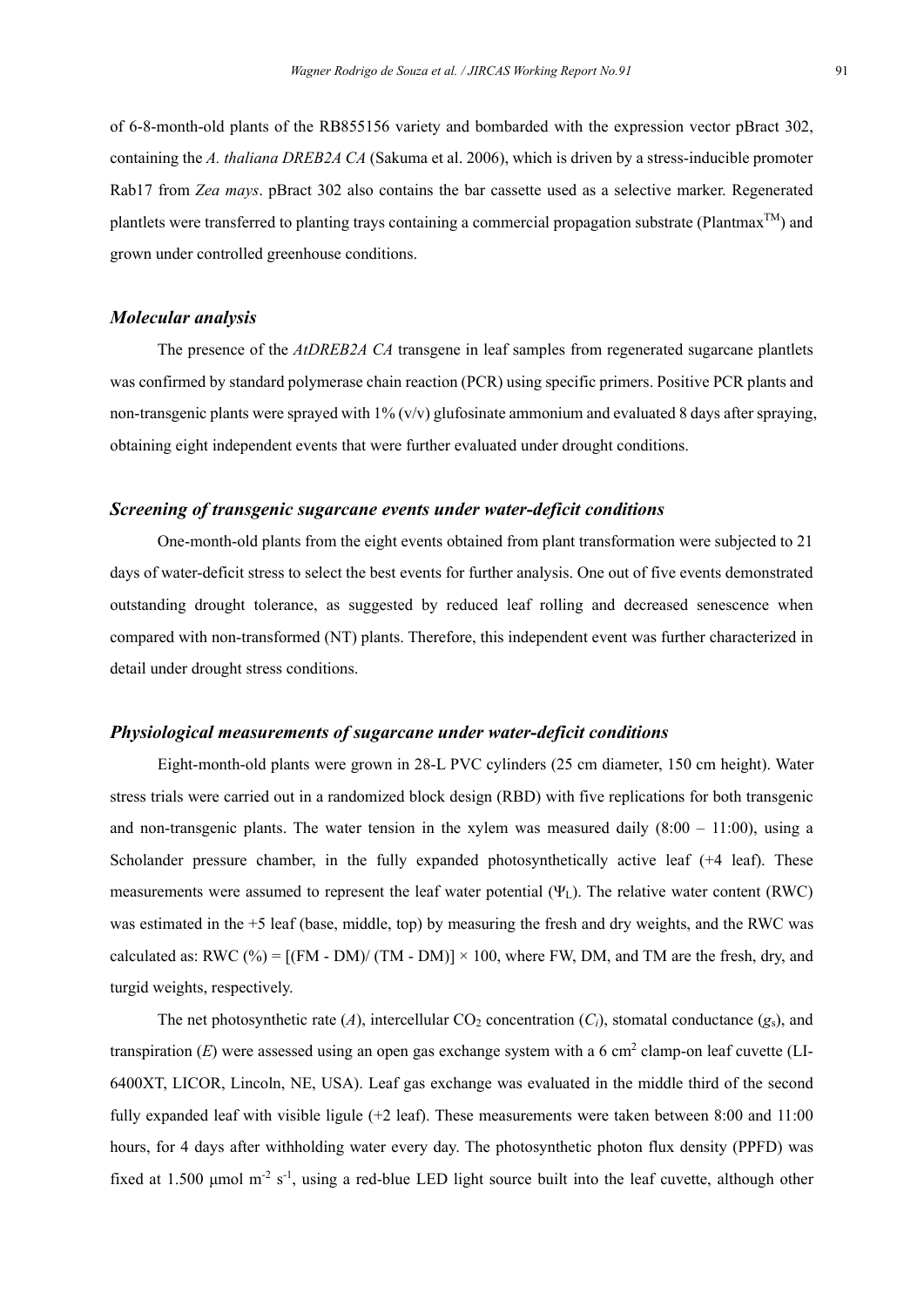of 6-8-month-old plants of the RB855156 variety and bombarded with the expression vector pBract 302, containing the *A. thaliana DREB2A CA* (Sakuma et al. 2006), which is driven by a stress-inducible promoter Rab17 from *Zea mays*. pBract 302 also contains the bar cassette used as a selective marker. Regenerated plantlets were transferred to planting trays containing a commercial propagation substrate (Plantmax$^{TM}$) and grown under controlled greenhouse conditions.

### *Molecular analysis*

The presence of the *AtDREB2A CA* transgene in leaf samples from regenerated sugarcane plantlets was confirmed by standard polymerase chain reaction (PCR) using specific primers. Positive PCR plants and non-transgenic plants were sprayed with 1% (v/v) glufosinate ammonium and evaluated 8 days after spraying, obtaining eight independent events that were further evaluated under drought conditions.

### *Screening of transgenic sugarcane events under water-deficit conditions*

One-month-old plants from the eight events obtained from plant transformation were subjected to 21 days of water-deficit stress to select the best events for further analysis. One out of five events demonstrated outstanding drought tolerance, as suggested by reduced leaf rolling and decreased senescence when compared with non-transformed (NT) plants. Therefore, this independent event was further characterized in detail under drought stress conditions.

### *Physiological measurements of sugarcane under water-deficit conditions*

Eight-month-old plants were grown in 28-L PVC cylinders (25 cm diameter, 150 cm height). Water stress trials were carried out in a randomized block design (RBD) with five replications for both transgenic and non-transgenic plants. The water tension in the xylem was measured daily (8:00 – 11:00), using a Scholander pressure chamber, in the fully expanded photosynthetically active leaf (+4 leaf). These measurements were assumed to represent the leaf water potential ($\Psi_L$). The relative water content (RWC) was estimated in the +5 leaf (base, middle, top) by measuring the fresh and dry weights, and the RWC was calculated as: RWC (%) = [(FM - DM)/ (TM - DM)] × 100, where FW, DM, and TM are the fresh, dry, and turgid weights, respectively.

The net photosynthetic rate ($A$), intercellular $CO_2$ concentration ($C_i$), stomatal conductance ($g_s$), and transpiration ($E$) were assessed using an open gas exchange system with a 6 $cm^2$ clamp-on leaf cuvette (LI-6400XT, LICOR, Lincoln, NE, USA). Leaf gas exchange was evaluated in the middle third of the second fully expanded leaf with visible ligule (+2 leaf). These measurements were taken between 8:00 and 11:00 hours, for 4 days after withholding water every day. The photosynthetic photon flux density (PPFD) was fixed at 1.500 μmol $m^{-2}$ $s^{-1}$, using a red-blue LED light source built into the leaf cuvette, although other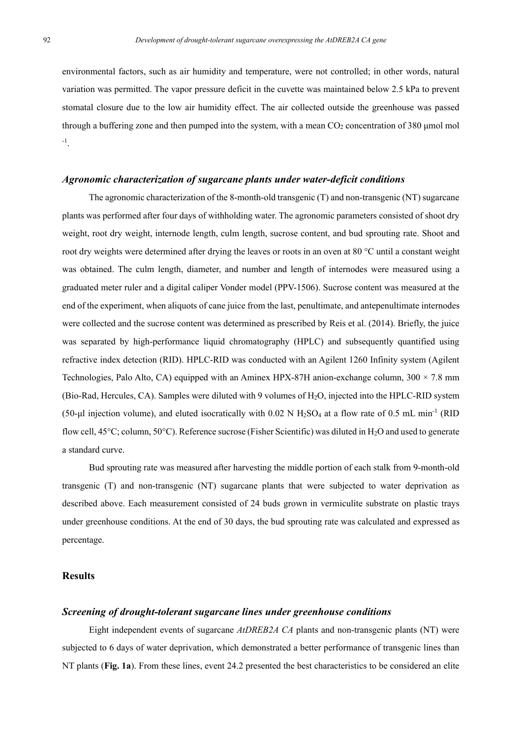environmental factors, such as air humidity and temperature, were not controlled; in other words, natural variation was permitted. The vapor pressure deficit in the cuvette was maintained below 2.5 kPa to prevent stomatal closure due to the low air humidity effect. The air collected outside the greenhouse was passed through a buffering zone and then pumped into the system, with a mean $CO_2$ concentration of 380 µmol mol $^{-1}$.

### *Agronomic characterization of sugarcane plants under water-deficit conditions*

The agronomic characterization of the 8-month-old transgenic (T) and non-transgenic (NT) sugarcane plants was performed after four days of withholding water. The agronomic parameters consisted of shoot dry weight, root dry weight, internode length, culm length, sucrose content, and bud sprouting rate. Shoot and root dry weights were determined after drying the leaves or roots in an oven at 80 °C until a constant weight was obtained. The culm length, diameter, and number and length of internodes were measured using a graduated meter ruler and a digital caliper Vonder model (PPV-1506). Sucrose content was measured at the end of the experiment, when aliquots of cane juice from the last, penultimate, and antepenultimate internodes were collected and the sucrose content was determined as prescribed by Reis et al. (2014). Briefly, the juice was separated by high-performance liquid chromatography (HPLC) and subsequently quantified using refractive index detection (RID). HPLC-RID was conducted with an Agilent 1260 Infinity system (Agilent Technologies, Palo Alto, CA) equipped with an Aminex HPX-87H anion-exchange column, 300 × 7.8 mm (Bio-Rad, Hercules, CA). Samples were diluted with 9 volumes of $H_2O$, injected into the HPLC-RID system (50-µl injection volume), and eluted isocratically with 0.02 N $H_2SO_4$ at a flow rate of 0.5 mL min$^{-1}$ (RID flow cell, 45°C; column, 50°C). Reference sucrose (Fisher Scientific) was diluted in $H_2O$ and used to generate a standard curve.

Bud sprouting rate was measured after harvesting the middle portion of each stalk from 9-month-old transgenic (T) and non-transgenic (NT) sugarcane plants that were subjected to water deprivation as described above. Each measurement consisted of 24 buds grown in vermiculite substrate on plastic trays under greenhouse conditions. At the end of 30 days, the bud sprouting rate was calculated and expressed as percentage.

## Results

### *Screening of drought-tolerant sugarcane lines under greenhouse conditions*

Eight independent events of sugarcane *AtDREB2A CA* plants and non-transgenic plants (NT) were subjected to 6 days of water deprivation, which demonstrated a better performance of transgenic lines than NT plants (**Fig. 1a**). From these lines, event 24.2 presented the best characteristics to be considered an elite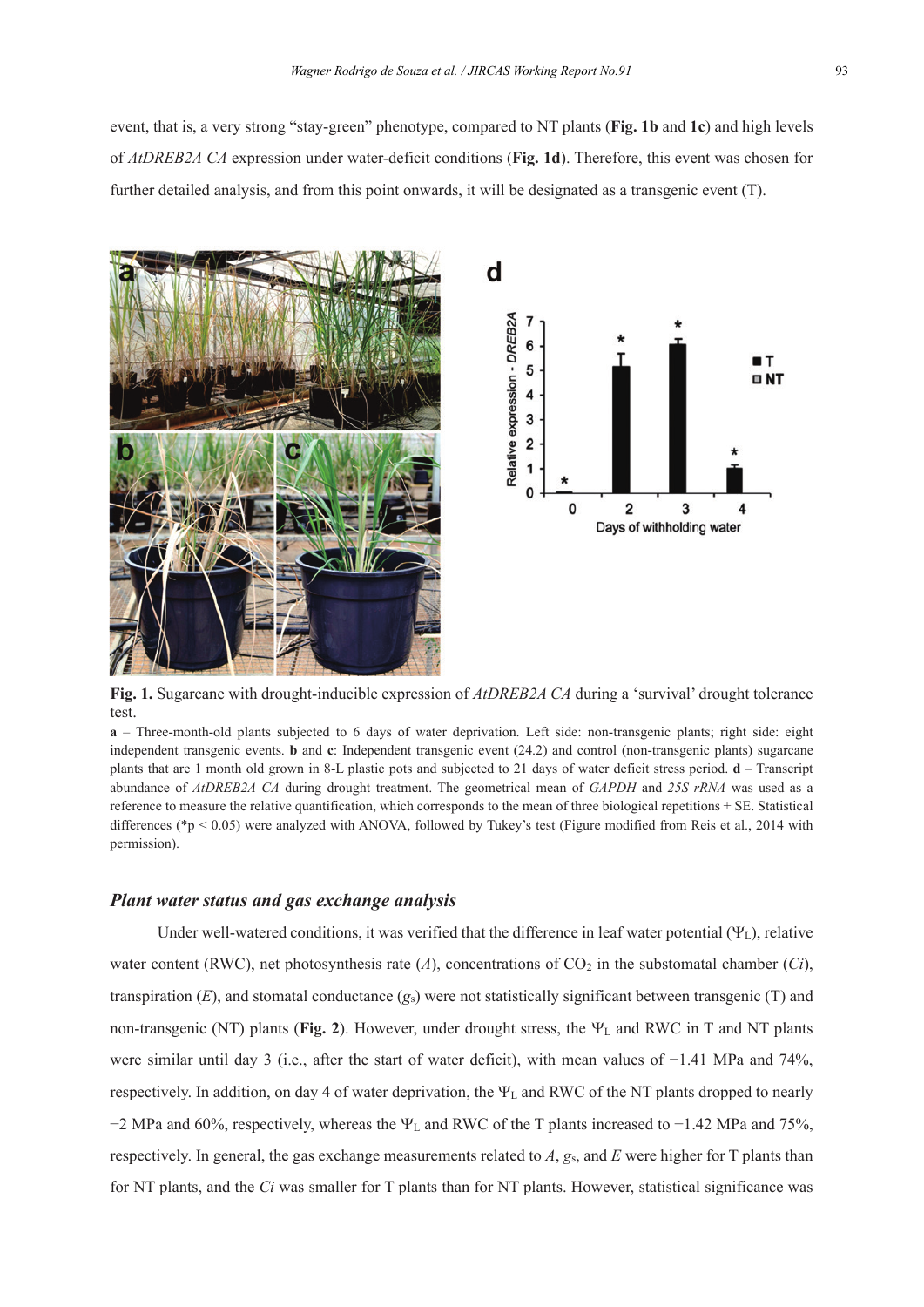event, that is, a very strong "stay-green" phenotype, compared to NT plants (**Fig. 1b** and **1c**) and high levels of *AtDREB2A CA* expression under water-deficit conditions (**Fig. 1d**). Therefore, this event was chosen for further detailed analysis, and from this point onwards, it will be designated as a transgenic event (T).

**Fig. 1.** Sugarcane with drought-inducible expression of *AtDREB2A CA* during a 'survival' drought tolerance test.

**a** – Three-month-old plants subjected to 6 days of water deprivation. Left side: non-transgenic plants; right side: eight independent transgenic events. **b** and **c**: Independent transgenic event (24.2) and control (non-transgenic plants) sugarcane plants that are 1 month old grown in 8-L plastic pots and subjected to 21 days of water deficit stress period. **d** – Transcript abundance of *AtDREB2A CA* during drought treatment. The geometrical mean of *GAPDH* and *25S rRNA* was used as a reference to measure the relative quantification, which corresponds to the mean of three biological repetitions ± SE. Statistical differences (* $p < 0.05$) were analyzed with ANOVA, followed by Tukey's test (Figure modified from Reis et al., 2014 with permission).

### *Plant water status and gas exchange analysis*

Under well-watered conditions, it was verified that the difference in leaf water potential ($\Psi_L$), relative water content (RWC), net photosynthesis rate ($A$), concentrations of $CO_2$ in the substomatal chamber ($Ci$), transpiration ($E$), and stomatal conductance ($g_s$) were not statistically significant between transgenic (T) and non-transgenic (NT) plants (**Fig. 2**). However, under drought stress, the $\Psi_L$ and RWC in T and NT plants were similar until day 3 (i.e., after the start of water deficit), with mean values of −1.41 MPa and 74%, respectively. In addition, on day 4 of water deprivation, the $\Psi_L$ and RWC of the NT plants dropped to nearly −2 MPa and 60%, respectively, whereas the $\Psi_L$ and RWC of the T plants increased to −1.42 MPa and 75%, respectively. In general, the gas exchange measurements related to $A$, $g_s$, and $E$ were higher for T plants than for NT plants, and the $Ci$ was smaller for T plants than for NT plants. However, statistical significance was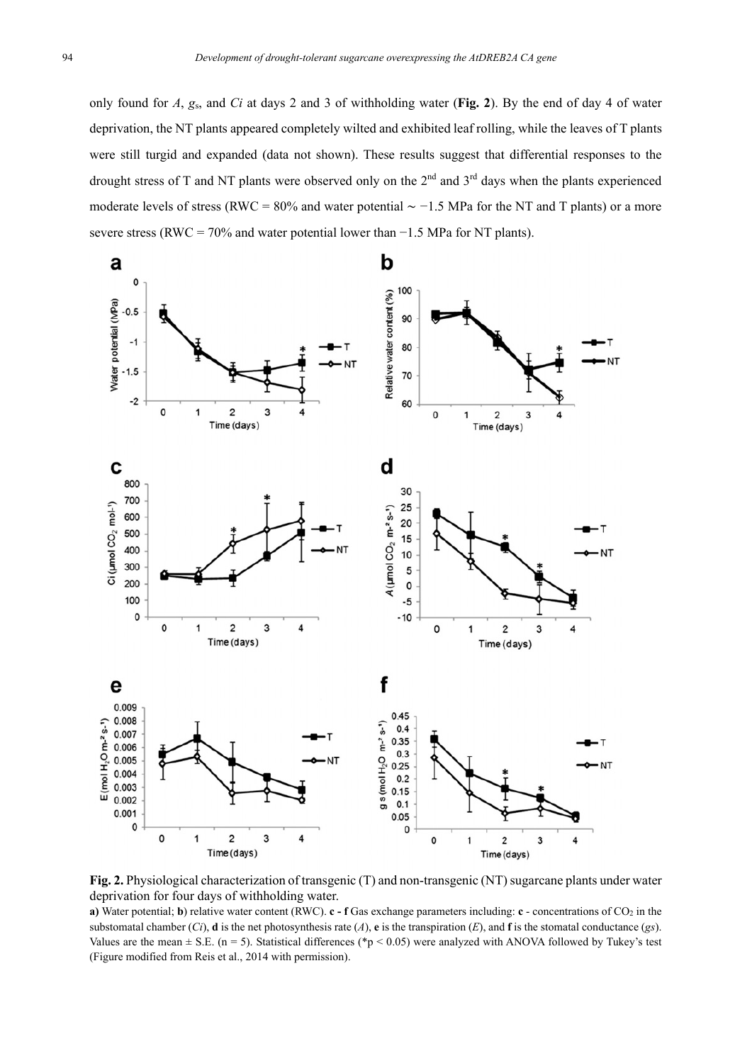only found for $A$, $g_s$, and $Ci$ at days 2 and 3 of withholding water (**Fig. 2**). By the end of day 4 of water deprivation, the NT plants appeared completely wilted and exhibited leaf rolling, while the leaves of T plants were still turgid and expanded (data not shown). These results suggest that differential responses to the drought stress of T and NT plants were observed only on the 2[nd] and 3[rd] days when the plants experienced moderate levels of stress (RWC = 80% and water potential ~ −1.5 MPa for the NT and T plants) or a more severe stress (RWC = 70% and water potential lower than −1.5 MPa for NT plants).

**Fig. 2.** Physiological characterization of transgenic (T) and non-transgenic (NT) sugarcane plants under water deprivation for four days of withholding water.

**a)** Water potential; **b**) relative water content (RWC). **c - f** Gas exchange parameters including: **c** - concentrations of $CO_2$ in the substomatal chamber ($Ci$), **d** is the net photosynthesis rate ($A$), **e** is the transpiration ($E$), and **f** is the stomatal conductance ($gs$). Values are the mean ± S.E. (n = 5). Statistical differences (*$p < 0.05$) were analyzed with ANOVA followed by Tukey's test (Figure modified from Reis et al., 2014 with permission).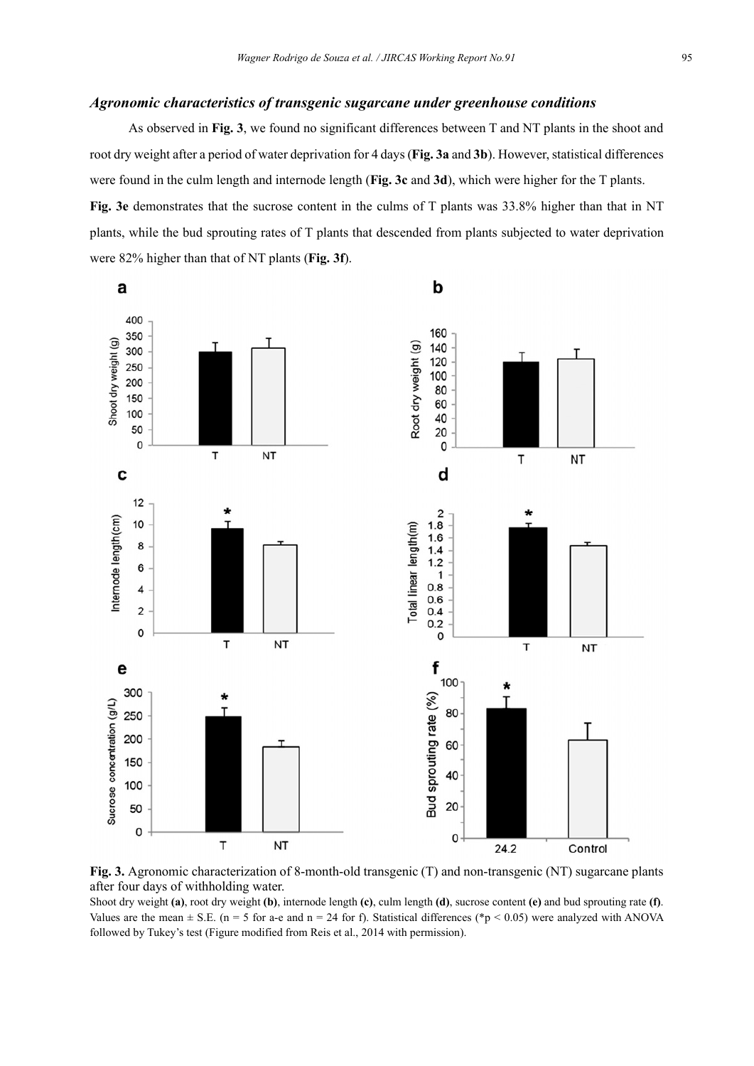### *Agronomic characteristics of transgenic sugarcane under greenhouse conditions*

As observed in **Fig. 3**, we found no significant differences between T and NT plants in the shoot and root dry weight after a period of water deprivation for 4 days (**Fig. 3a** and **3b**). However, statistical differences were found in the culm length and internode length (**Fig. 3c** and **3d**), which were higher for the T plants. **Fig. 3e** demonstrates that the sucrose content in the culms of T plants was 33.8% higher than that in NT plants, while the bud sprouting rates of T plants that descended from plants subjected to water deprivation were 82% higher than that of NT plants (**Fig. 3f**).

**Fig. 3.** Agronomic characterization of 8-month-old transgenic (T) and non-transgenic (NT) sugarcane plants after four days of withholding water.

Shoot dry weight **(a)**, root dry weight **(b)**, internode length **(c)**, culm length **(d)**, sucrose content **(e)** and bud sprouting rate **(f)**. Values are the mean ± S.E. (n = 5 for a-e and n = 24 for f). Statistical differences (*$p < 0.05$) were analyzed with ANOVA followed by Tukey's test (Figure modified from Reis et al., 2014 with permission).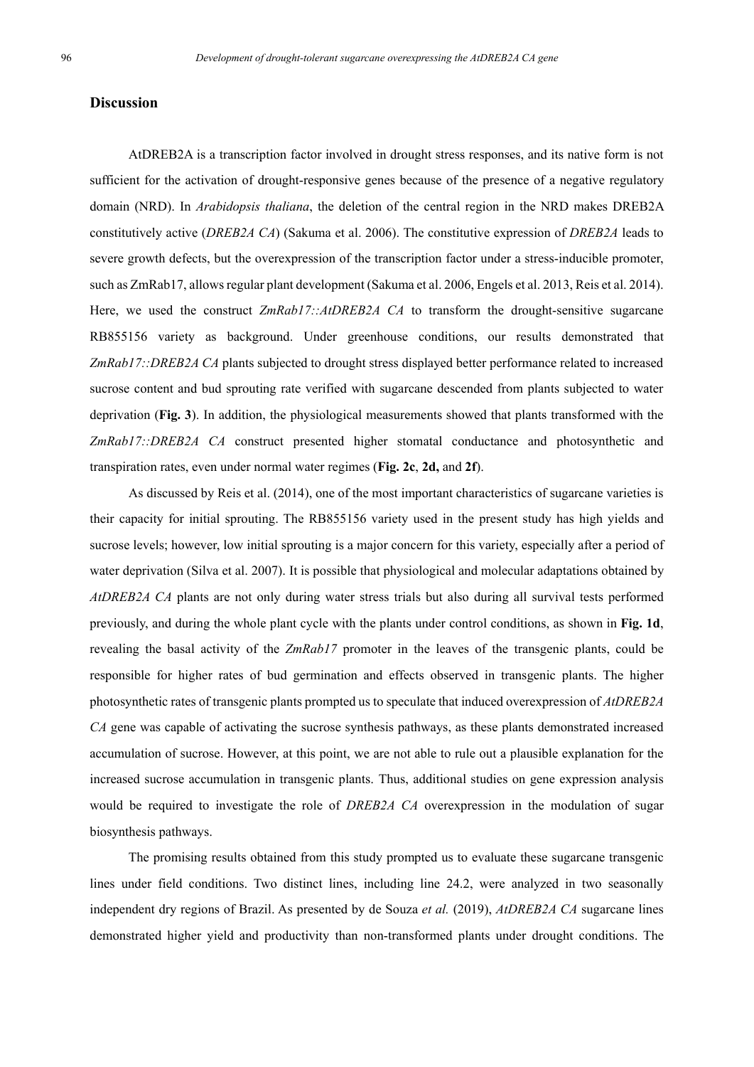## Discussion

AtDREB2A is a transcription factor involved in drought stress responses, and its native form is not sufficient for the activation of drought-responsive genes because of the presence of a negative regulatory domain (NRD). In *Arabidopsis thaliana*, the deletion of the central region in the NRD makes DREB2A constitutively active (*DREB2A CA*) (Sakuma et al. 2006). The constitutive expression of *DREB2A* leads to severe growth defects, but the overexpression of the transcription factor under a stress-inducible promoter, such as ZmRab17, allows regular plant development (Sakuma et al. 2006, Engels et al. 2013, Reis et al. 2014). Here, we used the construct *ZmRab17::AtDREB2A CA* to transform the drought-sensitive sugarcane RB855156 variety as background. Under greenhouse conditions, our results demonstrated that *ZmRab17::DREB2A CA* plants subjected to drought stress displayed better performance related to increased sucrose content and bud sprouting rate verified with sugarcane descended from plants subjected to water deprivation (**Fig. 3**). In addition, the physiological measurements showed that plants transformed with the *ZmRab17::DREB2A CA* construct presented higher stomatal conductance and photosynthetic and transpiration rates, even under normal water regimes (**Fig. 2c**, **2d,** and **2f**).

As discussed by Reis et al. (2014), one of the most important characteristics of sugarcane varieties is their capacity for initial sprouting. The RB855156 variety used in the present study has high yields and sucrose levels; however, low initial sprouting is a major concern for this variety, especially after a period of water deprivation (Silva et al. 2007). It is possible that physiological and molecular adaptations obtained by *AtDREB2A CA* plants are not only during water stress trials but also during all survival tests performed previously, and during the whole plant cycle with the plants under control conditions, as shown in **Fig. 1d**, revealing the basal activity of the *ZmRab17* promoter in the leaves of the transgenic plants, could be responsible for higher rates of bud germination and effects observed in transgenic plants. The higher photosynthetic rates of transgenic plants prompted us to speculate that induced overexpression of *AtDREB2A CA* gene was capable of activating the sucrose synthesis pathways, as these plants demonstrated increased accumulation of sucrose. However, at this point, we are not able to rule out a plausible explanation for the increased sucrose accumulation in transgenic plants. Thus, additional studies on gene expression analysis would be required to investigate the role of *DREB2A CA* overexpression in the modulation of sugar biosynthesis pathways.

The promising results obtained from this study prompted us to evaluate these sugarcane transgenic lines under field conditions. Two distinct lines, including line 24.2, were analyzed in two seasonally independent dry regions of Brazil. As presented by de Souza *et al.* (2019), *AtDREB2A CA* sugarcane lines demonstrated higher yield and productivity than non-transformed plants under drought conditions. The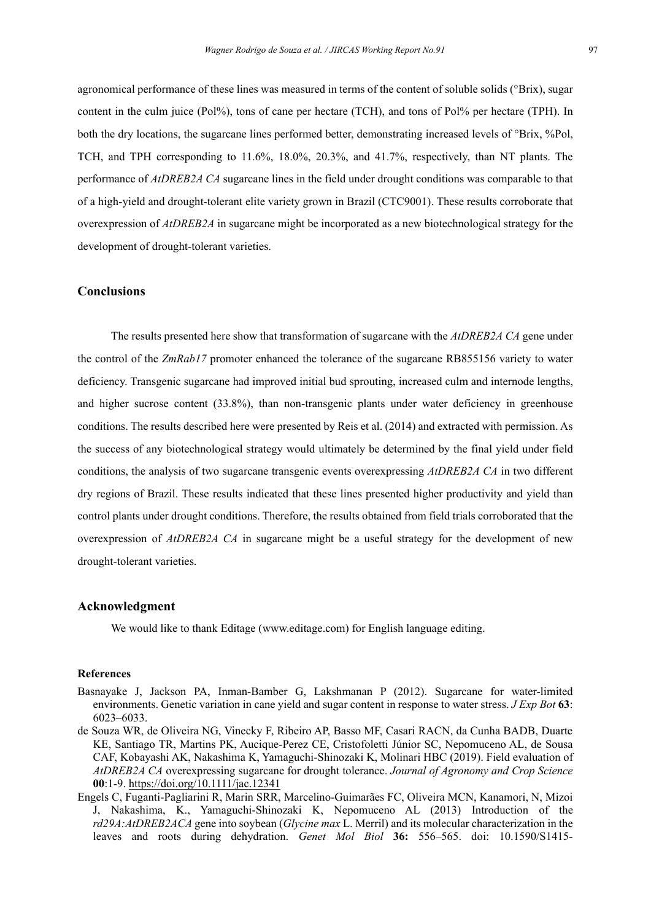agronomical performance of these lines was measured in terms of the content of soluble solids (°Brix), sugar content in the culm juice (Pol%), tons of cane per hectare (TCH), and tons of Pol% per hectare (TPH). In both the dry locations, the sugarcane lines performed better, demonstrating increased levels of °Brix, %Pol, TCH, and TPH corresponding to 11.6%, 18.0%, 20.3%, and 41.7%, respectively, than NT plants. The performance of *AtDREB2A CA* sugarcane lines in the field under drought conditions was comparable to that of a high-yield and drought-tolerant elite variety grown in Brazil (CTC9001). These results corroborate that overexpression of *AtDREB2A* in sugarcane might be incorporated as a new biotechnological strategy for the development of drought-tolerant varieties.

## Conclusions

The results presented here show that transformation of sugarcane with the *AtDREB2A CA* gene under the control of the *ZmRab17* promoter enhanced the tolerance of the sugarcane RB855156 variety to water deficiency. Transgenic sugarcane had improved initial bud sprouting, increased culm and internode lengths, and higher sucrose content (33.8%), than non-transgenic plants under water deficiency in greenhouse conditions. The results described here were presented by Reis et al. (2014) and extracted with permission. As the success of any biotechnological strategy would ultimately be determined by the final yield under field conditions, the analysis of two sugarcane transgenic events overexpressing *AtDREB2A CA* in two different dry regions of Brazil. These results indicated that these lines presented higher productivity and yield than control plants under drought conditions. Therefore, the results obtained from field trials corroborated that the overexpression of *AtDREB2A CA* in sugarcane might be a useful strategy for the development of new drought-tolerant varieties.

## Acknowledgment

We would like to thank Editage (www.editage.com) for English language editing.

### References

Basnayake J, Jackson PA, Inman-Bamber G, Lakshmanan P (2012). Sugarcane for water-limited environments. Genetic variation in cane yield and sugar content in response to water stress. *J Exp Bot* **63**: 6023–6033.

de Souza WR, de Oliveira NG, Vinecky F, Ribeiro AP, Basso MF, Casari RACN, da Cunha BADB, Duarte KE, Santiago TR, Martins PK, Aucique-Perez CE, Cristofoletti Júnior SC, Nepomuceno AL, de Sousa CAF, Kobayashi AK, Nakashima K, Yamaguchi-Shinozaki K, Molinari HBC (2019). Field evaluation of *AtDREB2A CA* overexpressing sugarcane for drought tolerance. *Journal of Agronomy and Crop Science* **00**:1-9. https://doi.org/10.1111/jac.12341

Engels C, Fuganti-Pagliarini R, Marin SRR, Marcelino-Guimarães FC, Oliveira MCN, Kanamori, N, Mizoi J, Nakashima, K., Yamaguchi-Shinozaki K, Nepomuceno AL (2013) Introduction of the *rd29A:AtDREB2ACA* gene into soybean (*Glycine max* L. Merril) and its molecular characterization in the leaves and roots during dehydration. *Genet Mol Biol* **36:** 556–565. doi: 10.1590/S1415-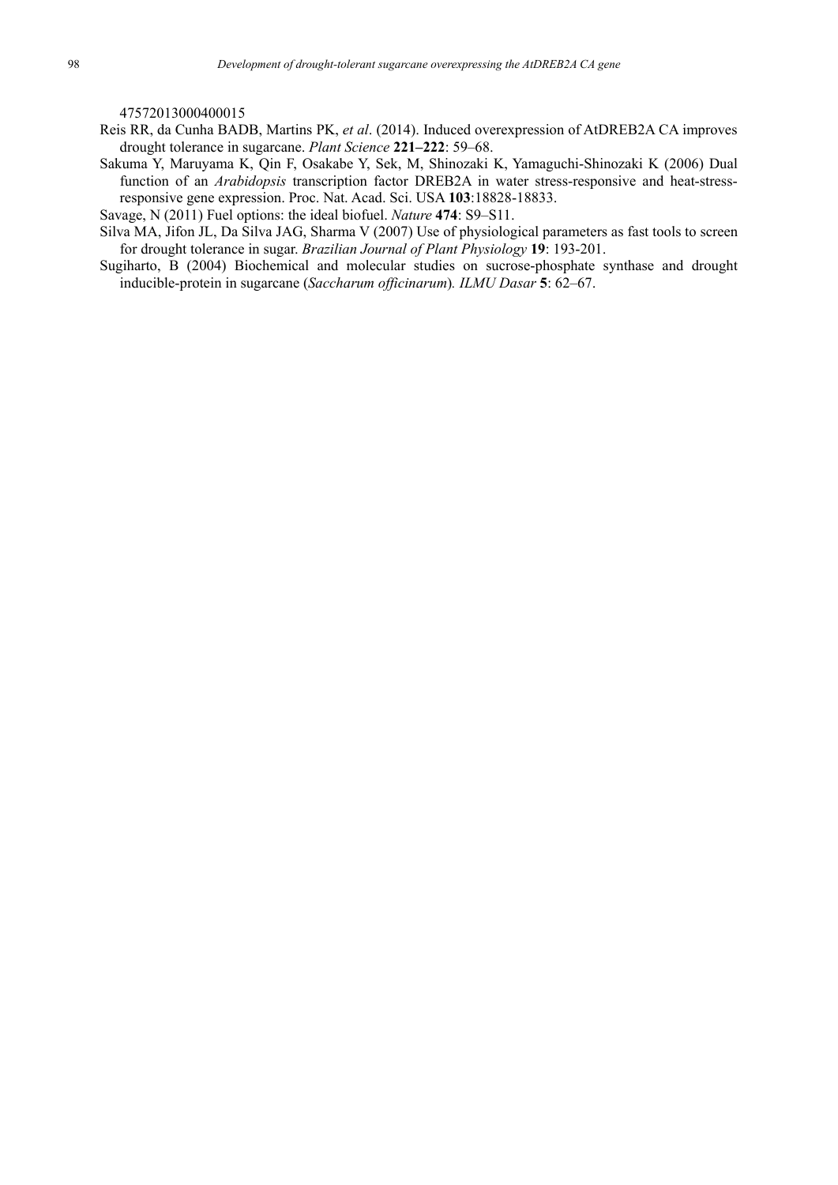47572013000400015

Reis RR, da Cunha BADB, Martins PK, *et al*. (2014). Induced overexpression of AtDREB2A CA improves drought tolerance in sugarcane. *Plant Science* **221–222**: 59–68.

Sakuma Y, Maruyama K, Qin F, Osakabe Y, Sek, M, Shinozaki K, Yamaguchi-Shinozaki K (2006) Dual function of an *Arabidopsis* transcription factor DREB2A in water stress-responsive and heat-stress-responsive gene expression. Proc. Nat. Acad. Sci. USA **103**:18828-18833.

Savage, N (2011) Fuel options: the ideal biofuel. *Nature* **474**: S9–S11.

Silva MA, Jifon JL, Da Silva JAG, Sharma V (2007) Use of physiological parameters as fast tools to screen for drought tolerance in sugar. *Brazilian Journal of Plant Physiology* **19**: 193-201.

Sugiharto, B (2004) Biochemical and molecular studies on sucrose-phosphate synthase and drought inducible-protein in sugarcane (*Saccharum officinarum*)*. ILMU Dasar* **5**: 62–67.